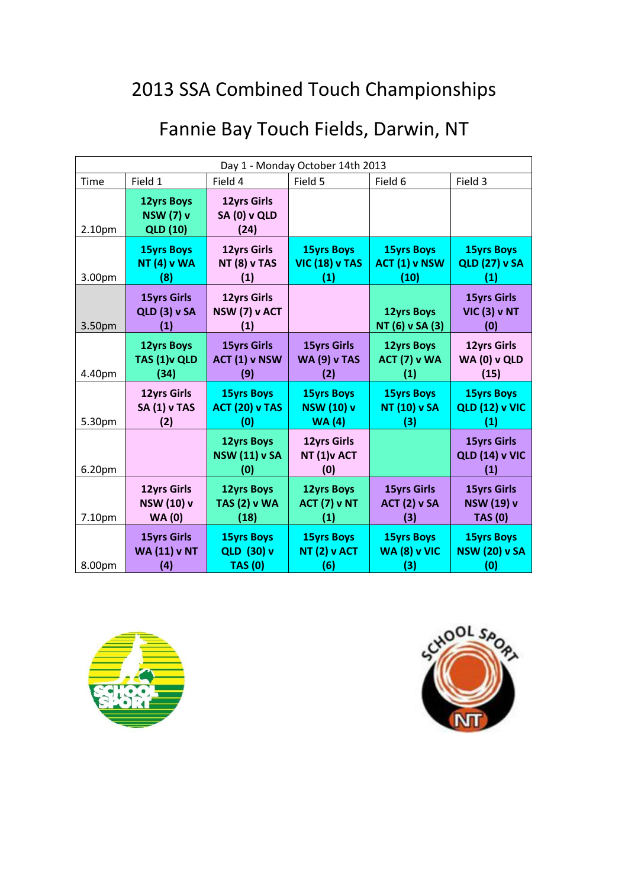# 2013 SSA Combined Touch Championships

## Fannie Bay Touch Fields, Darwin, NT

| Day 1 - Monday October 14th 2013 | | | | | |
|---|---|---|---|---|---|
| Time | Field 1 | Field 4 | Field 5 | Field 6 | Field 3 |
| 2.10pm | **12yrs Boys NSW (7) v QLD (10)** | **12yrs Girls SA (0) v QLD (24)** | | | |
| 3.00pm | **15yrs Boys NT (4) v WA (8)** | **12yrs Girls NT (8) v TAS (1)** | **15yrs Boys VIC (18) v TAS (1)** | **15yrs Boys ACT (1) v NSW (10)** | **15yrs Boys QLD (27) v SA (1)** |
| 3.50pm | **15yrs Girls QLD (3) v SA (1)** | **12yrs Girls NSW (7) v ACT (1)** | | **12yrs Boys NT (6) v SA (3)** | **15yrs Girls VIC (3) v NT (0)** |
| 4.40pm | **12yrs Boys TAS (1)v QLD (34)** | **15yrs Girls ACT (1) v NSW (9)** | **15yrs Girls WA (9) v TAS (2)** | **12yrs Boys ACT (7) v WA (1)** | **12yrs Girls WA (0) v QLD (15)** |
| 5.30pm | **12yrs Girls SA (1) v TAS (2)** | **15yrs Boys ACT (20) v TAS (0)** | **15yrs Boys NSW (10) v WA (4)** | **15yrs Boys NT (10) v SA (3)** | **15yrs Boys QLD (12) v VIC (1)** |
| 6.20pm | | **12yrs Boys NSW (11) v SA (0)** | **12yrs Girls NT (1)v ACT (0)** | | **15yrs Girls QLD (14) v VIC (1)** |
| 7.10pm | **12yrs Girls NSW (10) v WA (0)** | **12yrs Boys TAS (2) v WA (18)** | **12yrs Boys ACT (7) v NT (1)** | **15yrs Girls ACT (2) v SA (3)** | **15yrs Girls NSW (19) v TAS (0)** |
| 8.00pm | **15yrs Girls WA (11) v NT (4)** | **15yrs Boys QLD (30) v TAS (0)** | **15yrs Boys NT (2) v ACT (6)** | **15yrs Boys WA (8) v VIC (3)** | **15yrs Boys NSW (20) v SA (0)** |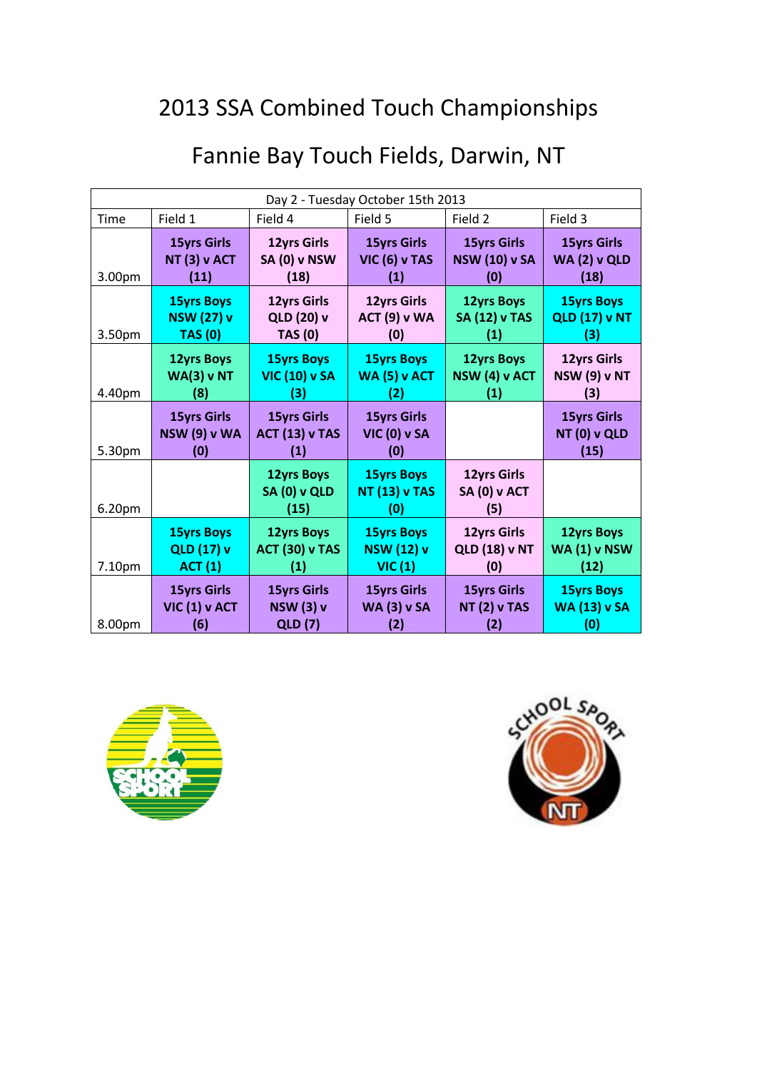# 2013 SSA Combined Touch Championships

## Fannie Bay Touch Fields, Darwin, NT

| Day 2 - Tuesday October 15th 2013 | | | | | |
|---|---|---|---|---|---|
| Time | Field 1 | Field 4 | Field 5 | Field 2 | Field 3 |
| 3.00pm | **15yrs Girls NT (3) v ACT (11)** | **12yrs Girls SA (0) v NSW (18)** | **15yrs Girls VIC (6) v TAS (1)** | **15yrs Girls NSW (10) v SA (0)** | **15yrs Girls WA (2) v QLD (18)** |
| 3.50pm | **15yrs Boys NSW (27) v TAS (0)** | **12yrs Girls QLD (20) v TAS (0)** | **12yrs Girls ACT (9) v WA (0)** | **12yrs Boys SA (12) v TAS (1)** | **15yrs Boys QLD (17) v NT (3)** |
| 4.40pm | **12yrs Boys WA(3) v NT (8)** | **15yrs Boys VIC (10) v SA (3)** | **15yrs Boys WA (5) v ACT (2)** | **12yrs Boys NSW (4) v ACT (1)** | **12yrs Girls NSW (9) v NT (3)** |
| 5.30pm | **15yrs Girls NSW (9) v WA (0)** | **15yrs Girls ACT (13) v TAS (1)** | **15yrs Girls VIC (0) v SA (0)** | | **15yrs Girls NT (0) v QLD (15)** |
| 6.20pm | | **12yrs Boys SA (0) v QLD (15)** | **15yrs Boys NT (13) v TAS (0)** | **12yrs Girls SA (0) v ACT (5)** | |
| 7.10pm | **15yrs Boys QLD (17) v ACT (1)** | **12yrs Boys ACT (30) v TAS (1)** | **15yrs Boys NSW (12) v VIC (1)** | **12yrs Girls QLD (18) v NT (0)** | **12yrs Boys WA (1) v NSW (12)** |
| 8.00pm | **15yrs Girls VIC (1) v ACT (6)** | **15yrs Girls NSW (3) v QLD (7)** | **15yrs Girls WA (3) v SA (2)** | **15yrs Girls NT (2) v TAS (2)** | **15yrs Boys WA (13) v SA (0)** |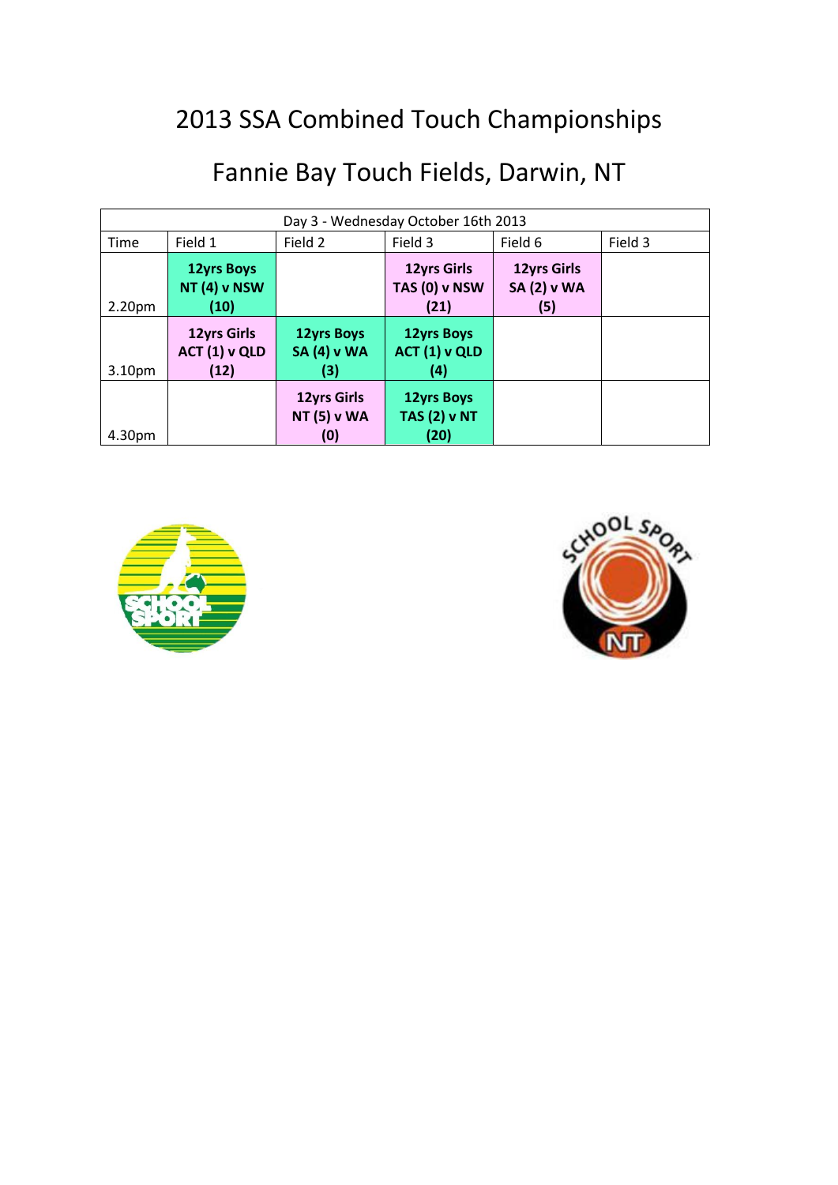# 2013 SSA Combined Touch Championships

## Fannie Bay Touch Fields, Darwin, NT

| Day 3 - Wednesday October 16th 2013 | | | | | |
|---|---|---|---|---|---|
| Time | Field 1 | Field 2 | Field 3 | Field 6 | Field 3 |
| 2.20pm | **12yrs Boys NT (4) v NSW (10)** | | **12yrs Girls TAS (0) v NSW (21)** | **12yrs Girls SA (2) v WA (5)** | |
| 3.10pm | **12yrs Girls ACT (1) v QLD (12)** | **12yrs Boys SA (4) v WA (3)** | **12yrs Boys ACT (1) v QLD (4)** | | |
| 4.30pm | | **12yrs Girls NT (5) v WA (0)** | **12yrs Boys TAS (2) v NT (20)** | | |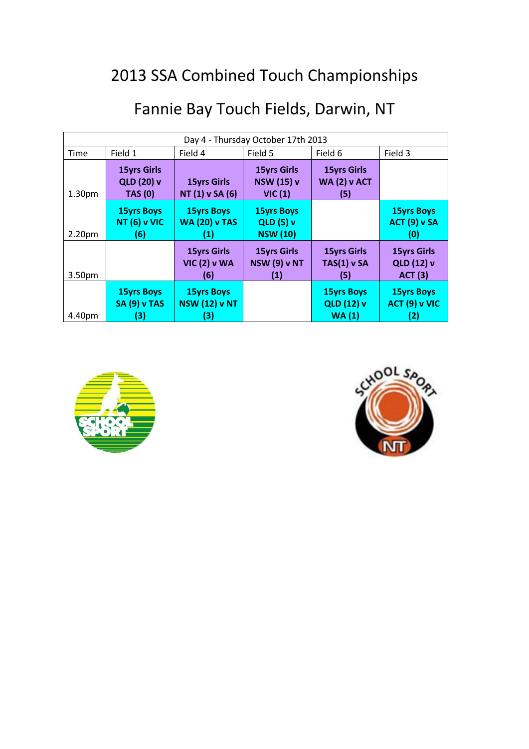# 2013 SSA Combined Touch Championships

## Fannie Bay Touch Fields, Darwin, NT

| Day 4 - Thursday October 17th 2013 | | | | | |
|---|---|---|---|---|---|
| Time | Field 1 | Field 4 | Field 5 | Field 6 | Field 3 |
| 1.30pm | **15yrs Girls QLD (20) v TAS (0)** | **15yrs Girls NT (1) v SA (6)** | **15yrs Girls NSW (15) v VIC (1)** | **15yrs Girls WA (2) v ACT (5)** | |
| 2.20pm | **15yrs Boys NT (6) v VIC (6)** | **15yrs Boys WA (20) v TAS (1)** | **15yrs Boys QLD (5) v NSW (10)** | | **15yrs Boys ACT (9) v SA (0)** |
| 3.50pm | | **15yrs Girls VIC (2) v WA (6)** | **15yrs Girls NSW (9) v NT (1)** | **15yrs Girls TAS(1) v SA (5)** | **15yrs Girls QLD (12) v ACT (3)** |
| 4.40pm | **15yrs Boys SA (9) v TAS (3)** | **15yrs Boys NSW (12) v NT (3)** | | **15yrs Boys QLD (12) v WA (1)** | **15yrs Boys ACT (9) v VIC (2)** |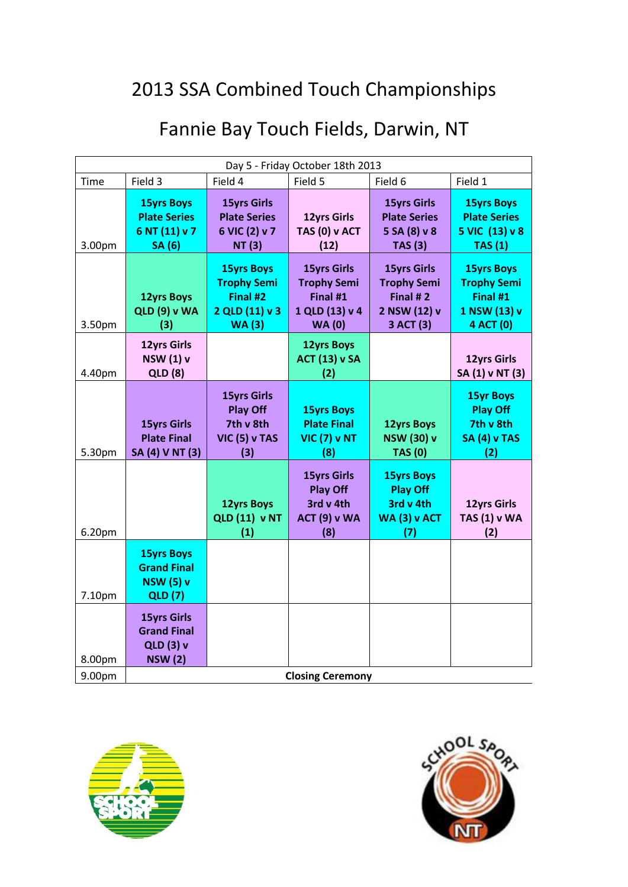# 2013 SSA Combined Touch Championships

## Fannie Bay Touch Fields, Darwin, NT

| Day 5 - Friday October 18th 2013 | | | | | |
|---|---|---|---|---|---|
| **Time** | **Field 3** | **Field 4** | **Field 5** | **Field 6** | **Field 1** |
| 3.00pm | **15yrs Boys Plate Series 6 NT (11) v 7 SA (6)** | **15yrs Girls Plate Series 6 VIC (2) v 7 NT (3)** | **12yrs Girls TAS (0) v ACT (12)** | **15yrs Girls Plate Series 5 SA (8) v 8 TAS (3)** | **15yrs Boys Plate Series 5 VIC (13) v 8 TAS (1)** |
| 3.50pm | **12yrs Boys QLD (9) v WA (3)** | **15yrs Boys Trophy Semi Final #2 2 QLD (11) v 3 WA (3)** | **15yrs Girls Trophy Semi Final #1 1 QLD (13) v 4 WA (0)** | **15yrs Girls Trophy Semi Final # 2 2 NSW (12) v 3 ACT (3)** | **15yrs Boys Trophy Semi Final #1 1 NSW (13) v 4 ACT (0)** |
| 4.40pm | **12yrs Girls NSW (1) v QLD (8)** | | **12yrs Boys ACT (13) v SA (2)** | | **12yrs Girls SA (1) v NT (3)** |
| 5.30pm | **15yrs Girls Plate Final SA (4) V NT (3)** | **15yrs Girls Play Off 7th v 8th VIC (5) v TAS (3)** | **15yrs Boys Plate Final VIC (7) v NT (8)** | **12yrs Boys NSW (30) v TAS (0)** | **15yr Boys Play Off 7th v 8th SA (4) v TAS (2)** |
| 6.20pm | | **12yrs Boys QLD (11) v NT (1)** | **15yrs Girls Play Off 3rd v 4th ACT (9) v WA (8)** | **15yrs Boys Play Off 3rd v 4th WA (3) v ACT (7)** | **12yrs Girls TAS (1) v WA (2)** |
| 7.10pm | **15yrs Boys Grand Final NSW (5) v QLD (7)** | | | | |
| 8.00pm | **15yrs Girls Grand Final QLD (3) v NSW (2)** | | | | |
| 9.00pm | **Closing Ceremony** | | | | |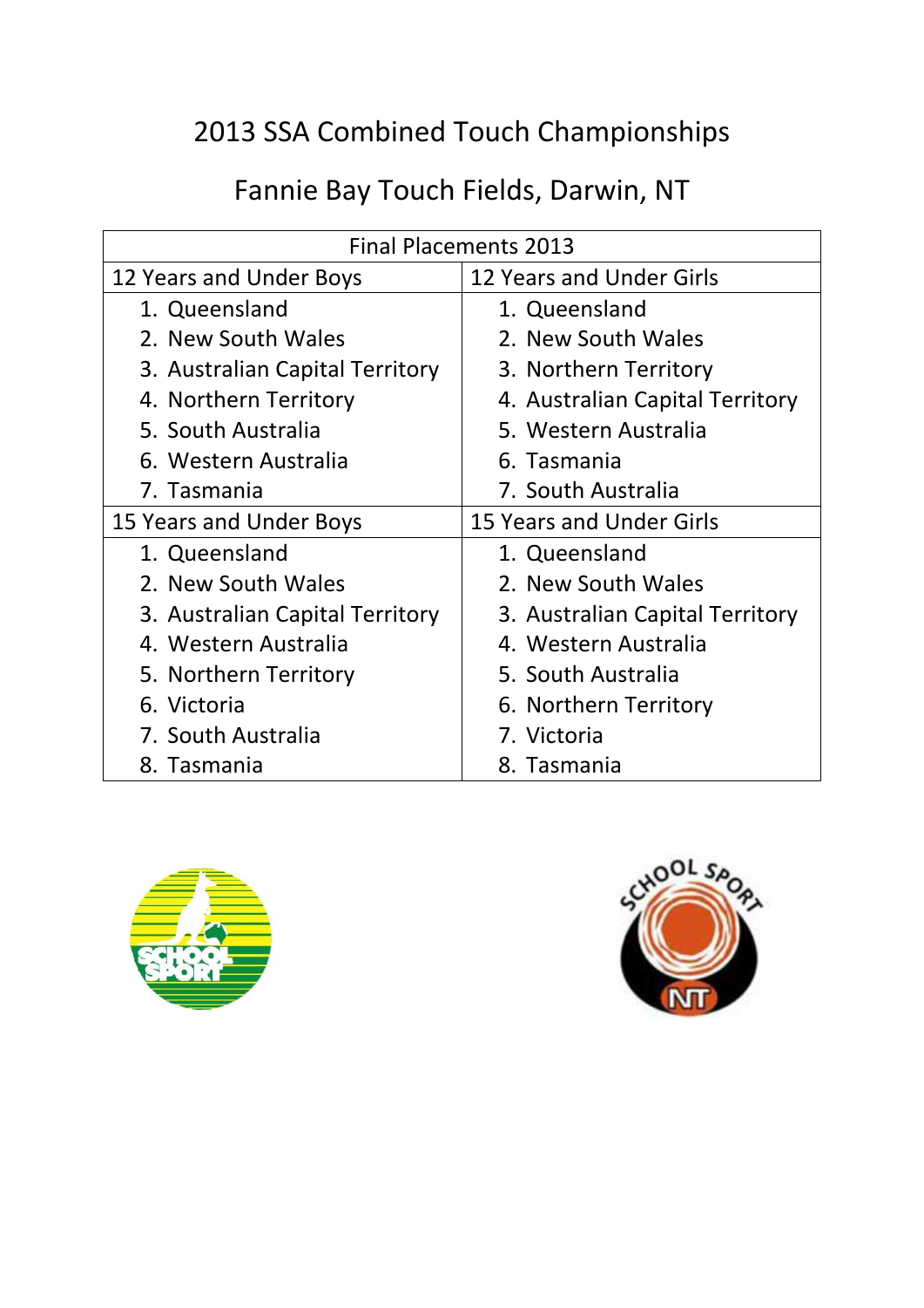# 2013 SSA Combined Touch Championships

## Fannie Bay Touch Fields, Darwin, NT

| Final Placements 2013 | |
|---|---|
| 12 Years and Under Boys | 12 Years and Under Girls |
| 1. Queensland<br>2. New South Wales<br>3. Australian Capital Territory<br>4. Northern Territory<br>5. South Australia<br>6. Western Australia<br>7. Tasmania | 1. Queensland<br>2. New South Wales<br>3. Northern Territory<br>4. Australian Capital Territory<br>5. Western Australia<br>6. Tasmania<br>7. South Australia |
| 15 Years and Under Boys | 15 Years and Under Girls |
| 1. Queensland<br>2. New South Wales<br>3. Australian Capital Territory<br>4. Western Australia<br>5. Northern Territory<br>6. Victoria<br>7. South Australia<br>8. Tasmania | 1. Queensland<br>2. New South Wales<br>3. Australian Capital Territory<br>4. Western Australia<br>5. South Australia<br>6. Northern Territory<br>7. Victoria<br>8. Tasmania |